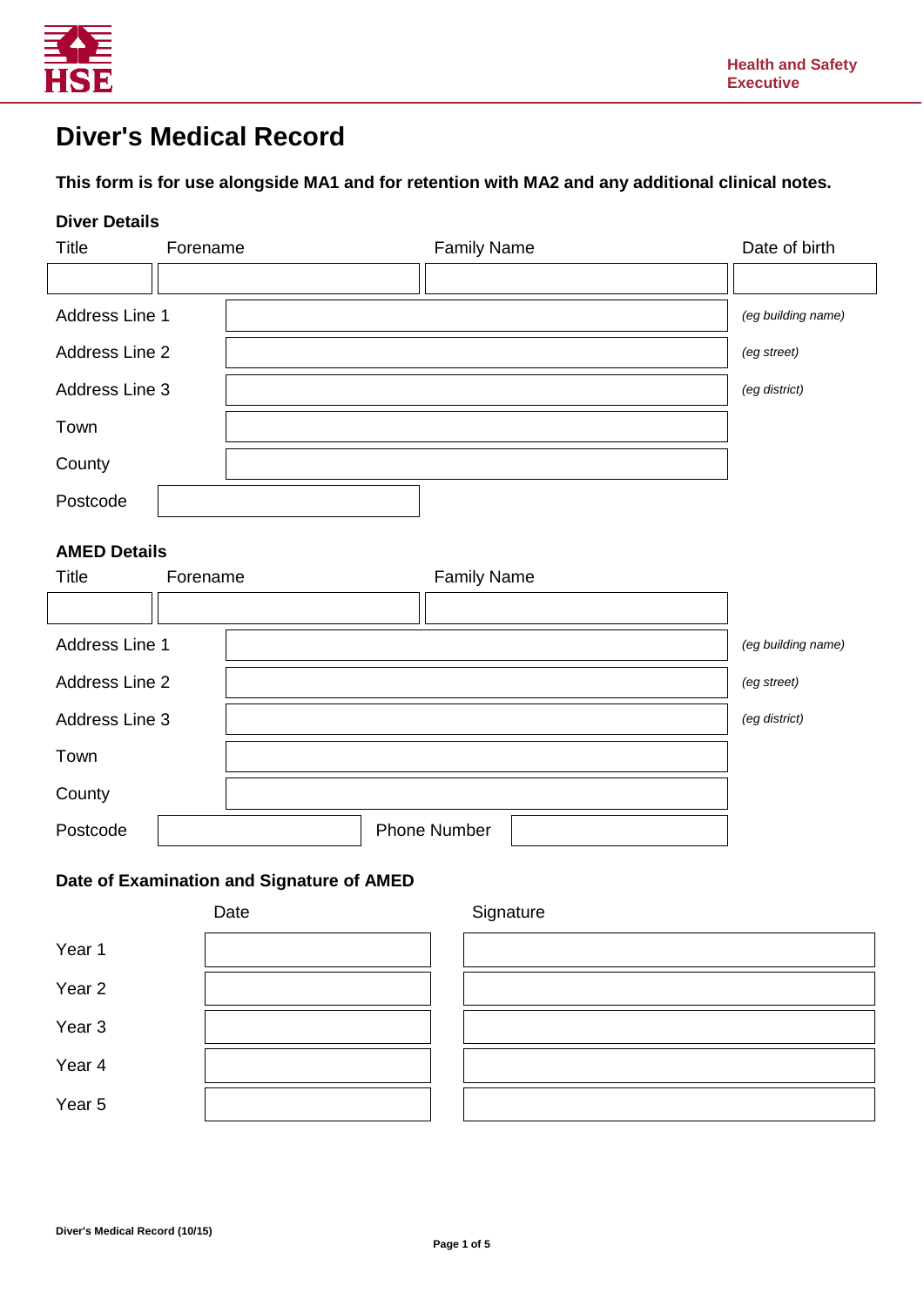Health and Safety Executive

# Diver's Medical Record

**This form is for use alongside MA1 and for retention with MA2 and any additional clinical notes.**

### Diver Details

| Title | Forename | Family Name | Date of birth |
| --- | --- | --- | --- |
| | | | |

| | | |
| --- | --- | --- |
| Address Line 1 | | *(eg building name)* |
| Address Line 2 | | *(eg street)* |
| Address Line 3 | | *(eg district)* |
| Town | | |
| County | | |
| Postcode | | |

### AMED Details

| Title | Forename | Family Name |
| --- | --- | --- |
| | | |

| | | |
| --- | --- | --- |
| Address Line 1 | | *(eg building name)* |
| Address Line 2 | | *(eg street)* |
| Address Line 3 | | *(eg district)* |
| Town | | |
| County | | |
| Postcode | | Phone Number |

### Date of Examination and Signature of AMED

| | Date | Signature |
| --- | --- | --- |
| Year 1 | | |
| Year 2 | | |
| Year 3 | | |
| Year 4 | | |
| Year 5 | | |

Diver's Medical Record (10/15)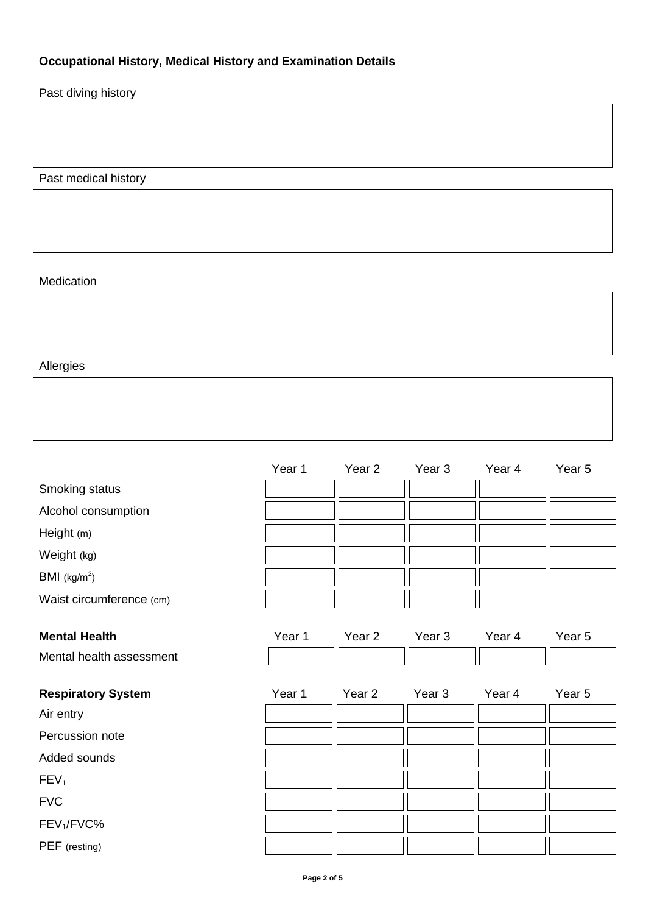**Occupational History, Medical History and Examination Details**

Past diving history

| |
|---|
| |

Past medical history

| |
|---|
| |

Medication

| |
|---|
| |

Allergies

| |
|---|
| |

| | Year 1 | Year 2 | Year 3 | Year 4 | Year 5 |
|---|---|---|---|---|---|
| Smoking status | | | | | |
| Alcohol consumption | | | | | |
| Height (m) | | | | | |
| Weight (kg) | | | | | |
| BMI ($kg/m^2$) | | | | | |
| Waist circumference (cm) | | | | | |

| **Mental Health** | Year 1 | Year 2 | Year 3 | Year 4 | Year 5 |
|---|---|---|---|---|---|
| Mental health assessment | | | | | |

| **Respiratory System** | Year 1 | Year 2 | Year 3 | Year 4 | Year 5 |
|---|---|---|---|---|---|
| Air entry | | | | | |
| Percussion note | | | | | |
| Added sounds | | | | | |
| $FEV_1$ | | | | | |
| FVC | | | | | |
| $FEV_1$/FVC% | | | | | |
| PEF (resting) | | | | | |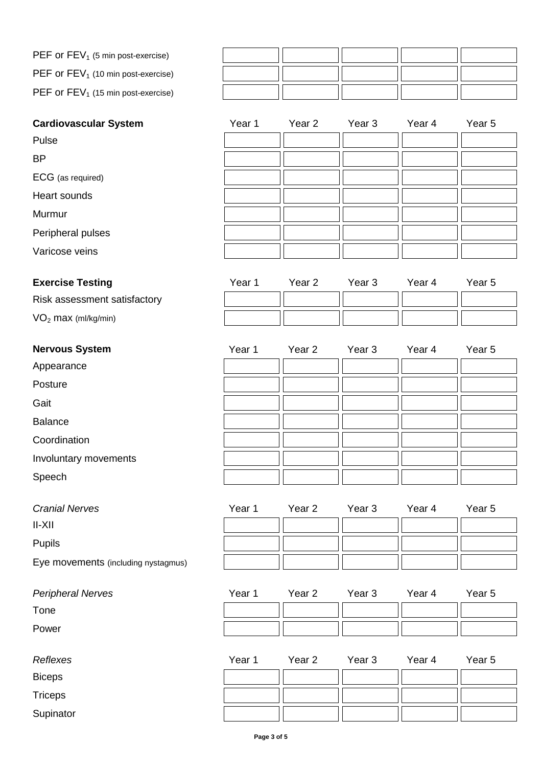| | | | | | |
|---|---|---|---|---|---|
| PEF or $FEV_1$ (5 min post-exercise) | | | | | |
| PEF or $FEV_1$ (10 min post-exercise) | | | | | |
| PEF or $FEV_1$ (15 min post-exercise) | | | | | |

| **Cardiovascular System** | Year 1 | Year 2 | Year 3 | Year 4 | Year 5 |
|---|---|---|---|---|---|
| Pulse | | | | | |
| BP | | | | | |
| ECG (as required) | | | | | |
| Heart sounds | | | | | |
| Murmur | | | | | |
| Peripheral pulses | | | | | |
| Varicose veins | | | | | |

| **Exercise Testing** | Year 1 | Year 2 | Year 3 | Year 4 | Year 5 |
|---|---|---|---|---|---|
| Risk assessment satisfactory | | | | | |
| $VO_2$ max (ml/kg/min) | | | | | |

| **Nervous System** | Year 1 | Year 2 | Year 3 | Year 4 | Year 5 |
|---|---|---|---|---|---|
| Appearance | | | | | |
| Posture | | | | | |
| Gait | | | | | |
| Balance | | | | | |
| Coordination | | | | | |
| Involuntary movements | | | | | |
| Speech | | | | | |

| *Cranial Nerves* | Year 1 | Year 2 | Year 3 | Year 4 | Year 5 |
|---|---|---|---|---|---|
| II-XII | | | | | |
| Pupils | | | | | |
| Eye movements (including nystagmus) | | | | | |

| *Peripheral Nerves* | Year 1 | Year 2 | Year 3 | Year 4 | Year 5 |
|---|---|---|---|---|---|
| Tone | | | | | |
| Power | | | | | |

| *Reflexes* | Year 1 | Year 2 | Year 3 | Year 4 | Year 5 |
|---|---|---|---|---|---|
| Biceps | | | | | |
| Triceps | | | | | |
| Supinator | | | | | |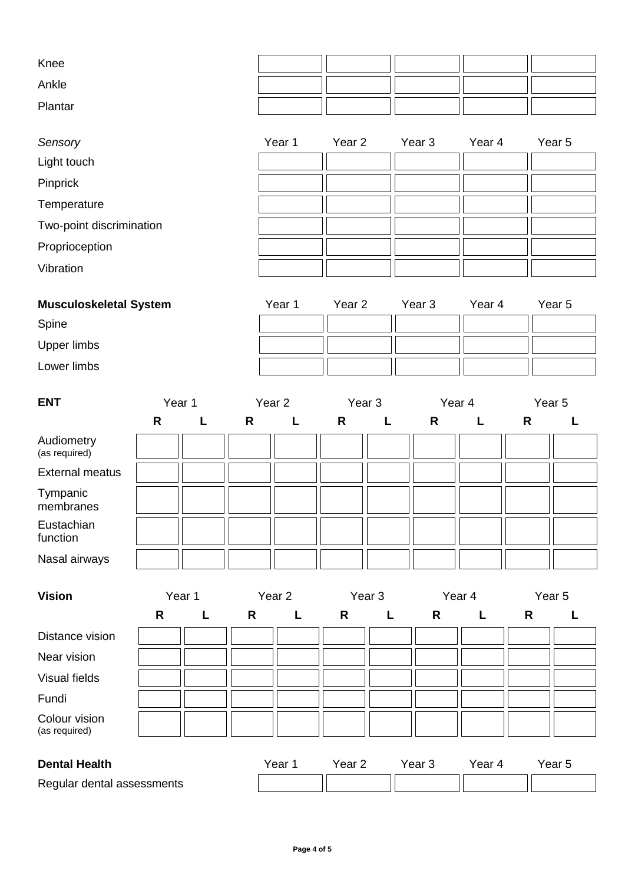| | Year 1 | Year 2 | Year 3 | Year 4 | Year 5 |
|---|---|---|---|---|---|
| Knee | | | | | |
| Ankle | | | | | |
| Plantar | | | | | |

| *Sensory* | Year 1 | Year 2 | Year 3 | Year 4 | Year 5 |
|---|---|---|---|---|---|
| Light touch | | | | | |
| Pinprick | | | | | |
| Temperature | | | | | |
| Two-point discrimination | | | | | |
| Proprioception | | | | | |
| Vibration | | | | | |

| **Musculoskeletal System** | Year 1 | Year 2 | Year 3 | Year 4 | Year 5 |
|---|---|---|---|---|---|
| Spine | | | | | |
| Upper limbs | | | | | |
| Lower limbs | | | | | |

| **ENT** | Year 1 | | Year 2 | | Year 3 | | Year 4 | | Year 5 | |
|---|---|---|---|---|---|---|---|---|---|---|
| | **R** | **L** | **R** | **L** | **R** | **L** | **R** | **L** | **R** | **L** |
| Audiometry (as required) | | | | | | | | | | |
| External meatus | | | | | | | | | | |
| Tympanic membranes | | | | | | | | | | |
| Eustachian function | | | | | | | | | | |
| Nasal airways | | | | | | | | | | |

| **Vision** | Year 1 | | Year 2 | | Year 3 | | Year 4 | | Year 5 | |
|---|---|---|---|---|---|---|---|---|---|---|
| | **R** | **L** | **R** | **L** | **R** | **L** | **R** | **L** | **R** | **L** |
| Distance vision | | | | | | | | | | |
| Near vision | | | | | | | | | | |
| Visual fields | | | | | | | | | | |
| Fundi | | | | | | | | | | |
| Colour vision (as required) | | | | | | | | | | |

| **Dental Health** | Year 1 | Year 2 | Year 3 | Year 4 | Year 5 |
|---|---|---|---|---|---|
| Regular dental assessments | | | | | |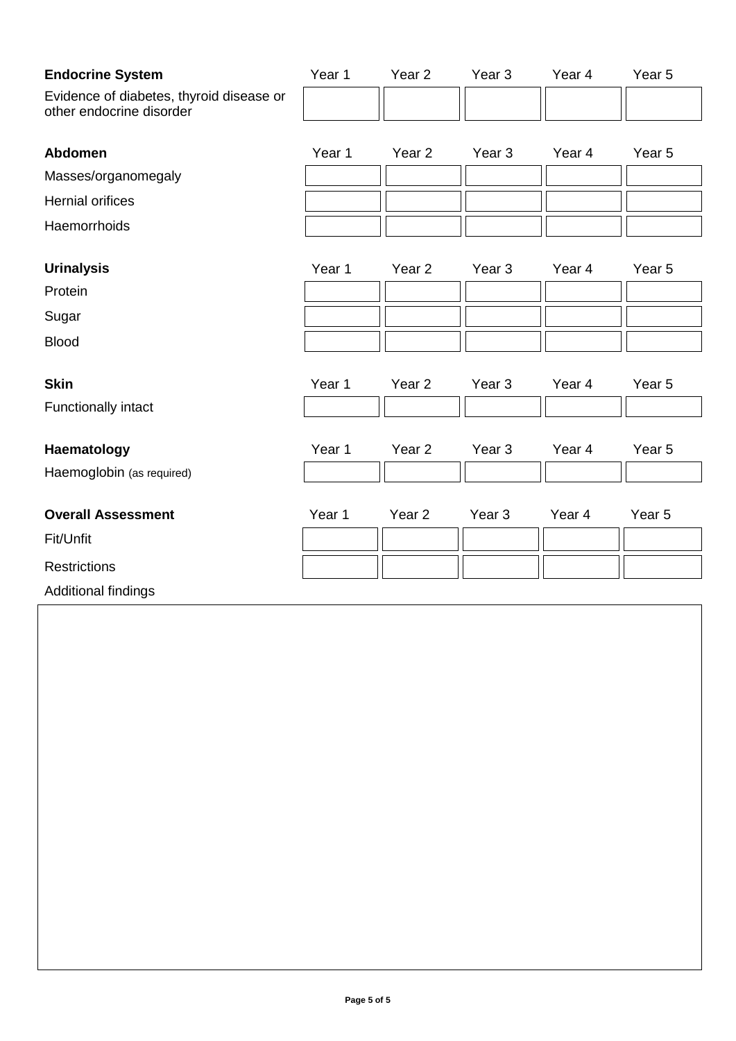| Endocrine System | Year 1 | Year 2 | Year 3 | Year 4 | Year 5 |
| --- | --- | --- | --- | --- | --- |
| Evidence of diabetes, thyroid disease or other endocrine disorder | | | | | |

| Abdomen | Year 1 | Year 2 | Year 3 | Year 4 | Year 5 |
| --- | --- | --- | --- | --- | --- |
| Masses/organomegaly | | | | | |
| Hernial orifices | | | | | |
| Haemorrhoids | | | | | |

| Urinalysis | Year 1 | Year 2 | Year 3 | Year 4 | Year 5 |
| --- | --- | --- | --- | --- | --- |
| Protein | | | | | |
| Sugar | | | | | |
| Blood | | | | | |

| Skin | Year 1 | Year 2 | Year 3 | Year 4 | Year 5 |
| --- | --- | --- | --- | --- | --- |
| Functionally intact | | | | | |

| Haematology | Year 1 | Year 2 | Year 3 | Year 4 | Year 5 |
| --- | --- | --- | --- | --- | --- |
| Haemoglobin (as required) | | | | | |

| Overall Assessment | Year 1 | Year 2 | Year 3 | Year 4 | Year 5 |
| --- | --- | --- | --- | --- | --- |
| Fit/Unfit | | | | | |
| Restrictions | | | | | |

Additional findings